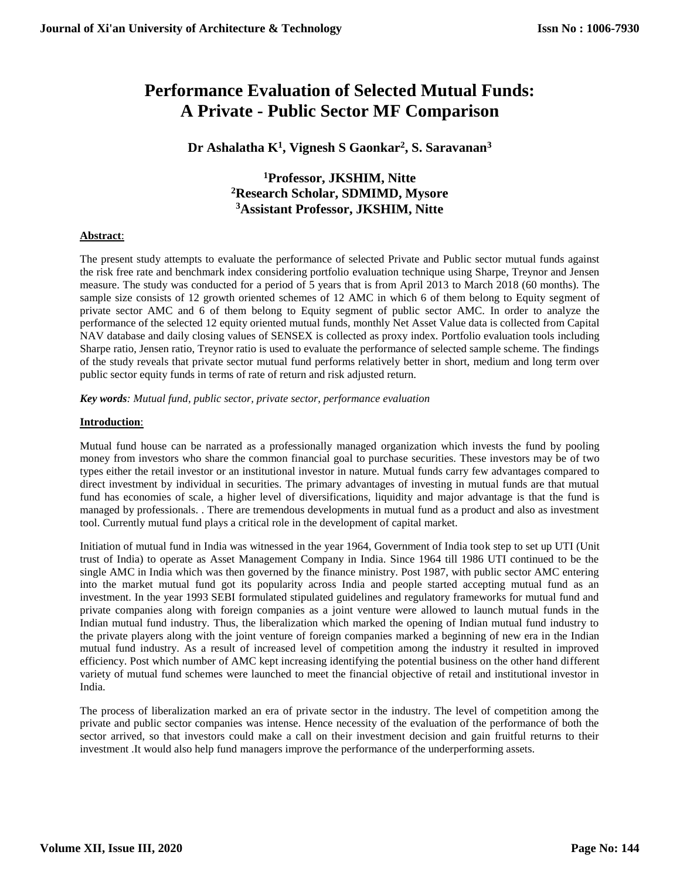# Performance Evaluation of Selected Mutual Funds: A Private - Public Sector MF Comparison

**Dr Ashalatha K[1], Vignesh S Gaonkar[2], S. Saravanan[3]**

**[1]Professor, JKSHIM, Nitte**
**[2]Research Scholar, SDMIMD, Mysore**
**[3]Assistant Professor, JKSHIM, Nitte**

**Abstract**:

The present study attempts to evaluate the performance of selected Private and Public sector mutual funds against the risk free rate and benchmark index considering portfolio evaluation technique using Sharpe, Treynor and Jensen measure. The study was conducted for a period of 5 years that is from April 2013 to March 2018 (60 months). The sample size consists of 12 growth oriented schemes of 12 AMC in which 6 of them belong to Equity segment of private sector AMC and 6 of them belong to Equity segment of public sector AMC. In order to analyze the performance of the selected 12 equity oriented mutual funds, monthly Net Asset Value data is collected from Capital NAV database and daily closing values of SENSEX is collected as proxy index. Portfolio evaluation tools including Sharpe ratio, Jensen ratio, Treynor ratio is used to evaluate the performance of selected sample scheme. The findings of the study reveals that private sector mutual fund performs relatively better in short, medium and long term over public sector equity funds in terms of rate of return and risk adjusted return.

***Key words****: Mutual fund, public sector, private sector, performance evaluation*

**Introduction**:

Mutual fund house can be narrated as a professionally managed organization which invests the fund by pooling money from investors who share the common financial goal to purchase securities. These investors may be of two types either the retail investor or an institutional investor in nature. Mutual funds carry few advantages compared to direct investment by individual in securities. The primary advantages of investing in mutual funds are that mutual fund has economies of scale, a higher level of diversifications, liquidity and major advantage is that the fund is managed by professionals. . There are tremendous developments in mutual fund as a product and also as investment tool. Currently mutual fund plays a critical role in the development of capital market.

Initiation of mutual fund in India was witnessed in the year 1964, Government of India took step to set up UTI (Unit trust of India) to operate as Asset Management Company in India. Since 1964 till 1986 UTI continued to be the single AMC in India which was then governed by the finance ministry. Post 1987, with public sector AMC entering into the market mutual fund got its popularity across India and people started accepting mutual fund as an investment. In the year 1993 SEBI formulated stipulated guidelines and regulatory frameworks for mutual fund and private companies along with foreign companies as a joint venture were allowed to launch mutual funds in the Indian mutual fund industry. Thus, the liberalization which marked the opening of Indian mutual fund industry to the private players along with the joint venture of foreign companies marked a beginning of new era in the Indian mutual fund industry. As a result of increased level of competition among the industry it resulted in improved efficiency. Post which number of AMC kept increasing identifying the potential business on the other hand different variety of mutual fund schemes were launched to meet the financial objective of retail and institutional investor in India.

The process of liberalization marked an era of private sector in the industry. The level of competition among the private and public sector companies was intense. Hence necessity of the evaluation of the performance of both the sector arrived, so that investors could make a call on their investment decision and gain fruitful returns to their investment .It would also help fund managers improve the performance of the underperforming assets.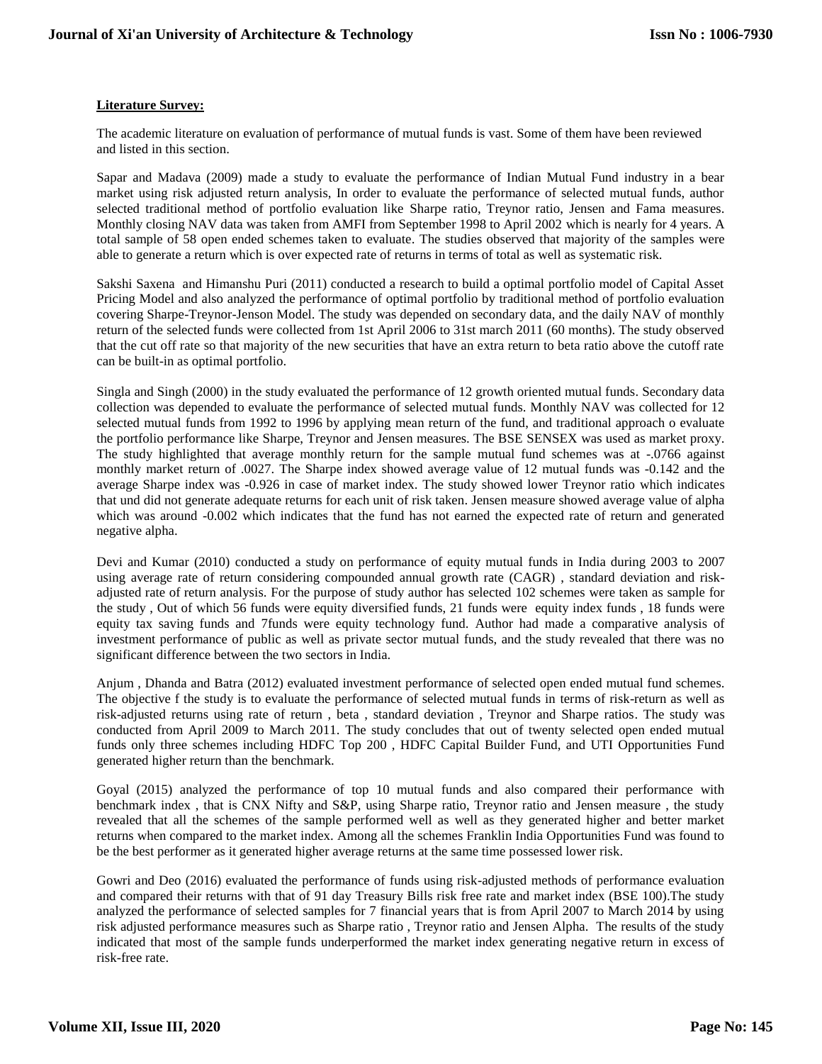**Literature Survey:**

The academic literature on evaluation of performance of mutual funds is vast. Some of them have been reviewed and listed in this section.

Sapar and Madava (2009) made a study to evaluate the performance of Indian Mutual Fund industry in a bear market using risk adjusted return analysis, In order to evaluate the performance of selected mutual funds, author selected traditional method of portfolio evaluation like Sharpe ratio, Treynor ratio, Jensen and Fama measures. Monthly closing NAV data was taken from AMFI from September 1998 to April 2002 which is nearly for 4 years. A total sample of 58 open ended schemes taken to evaluate. The studies observed that majority of the samples were able to generate a return which is over expected rate of returns in terms of total as well as systematic risk.

Sakshi Saxena and Himanshu Puri (2011) conducted a research to build a optimal portfolio model of Capital Asset Pricing Model and also analyzed the performance of optimal portfolio by traditional method of portfolio evaluation covering Sharpe-Treynor-Jenson Model. The study was depended on secondary data, and the daily NAV of monthly return of the selected funds were collected from 1st April 2006 to 31st march 2011 (60 months). The study observed that the cut off rate so that majority of the new securities that have an extra return to beta ratio above the cutoff rate can be built-in as optimal portfolio.

Singla and Singh (2000) in the study evaluated the performance of 12 growth oriented mutual funds. Secondary data collection was depended to evaluate the performance of selected mutual funds. Monthly NAV was collected for 12 selected mutual funds from 1992 to 1996 by applying mean return of the fund, and traditional approach o evaluate the portfolio performance like Sharpe, Treynor and Jensen measures. The BSE SENSEX was used as market proxy. The study highlighted that average monthly return for the sample mutual fund schemes was at -.0766 against monthly market return of .0027. The Sharpe index showed average value of 12 mutual funds was -0.142 and the average Sharpe index was -0.926 in case of market index. The study showed lower Treynor ratio which indicates that und did not generate adequate returns for each unit of risk taken. Jensen measure showed average value of alpha which was around -0.002 which indicates that the fund has not earned the expected rate of return and generated negative alpha.

Devi and Kumar (2010) conducted a study on performance of equity mutual funds in India during 2003 to 2007 using average rate of return considering compounded annual growth rate (CAGR) , standard deviation and risk-adjusted rate of return analysis. For the purpose of study author has selected 102 schemes were taken as sample for the study , Out of which 56 funds were equity diversified funds, 21 funds were equity index funds , 18 funds were equity tax saving funds and 7funds were equity technology fund. Author had made a comparative analysis of investment performance of public as well as private sector mutual funds, and the study revealed that there was no significant difference between the two sectors in India.

Anjum , Dhanda and Batra (2012) evaluated investment performance of selected open ended mutual fund schemes. The objective f the study is to evaluate the performance of selected mutual funds in terms of risk-return as well as risk-adjusted returns using rate of return , beta , standard deviation , Treynor and Sharpe ratios. The study was conducted from April 2009 to March 2011. The study concludes that out of twenty selected open ended mutual funds only three schemes including HDFC Top 200 , HDFC Capital Builder Fund, and UTI Opportunities Fund generated higher return than the benchmark.

Goyal (2015) analyzed the performance of top 10 mutual funds and also compared their performance with benchmark index , that is CNX Nifty and S&P, using Sharpe ratio, Treynor ratio and Jensen measure , the study revealed that all the schemes of the sample performed well as well as they generated higher and better market returns when compared to the market index. Among all the schemes Franklin India Opportunities Fund was found to be the best performer as it generated higher average returns at the same time possessed lower risk.

Gowri and Deo (2016) evaluated the performance of funds using risk-adjusted methods of performance evaluation and compared their returns with that of 91 day Treasury Bills risk free rate and market index (BSE 100).The study analyzed the performance of selected samples for 7 financial years that is from April 2007 to March 2014 by using risk adjusted performance measures such as Sharpe ratio , Treynor ratio and Jensen Alpha. The results of the study indicated that most of the sample funds underperformed the market index generating negative return in excess of risk-free rate.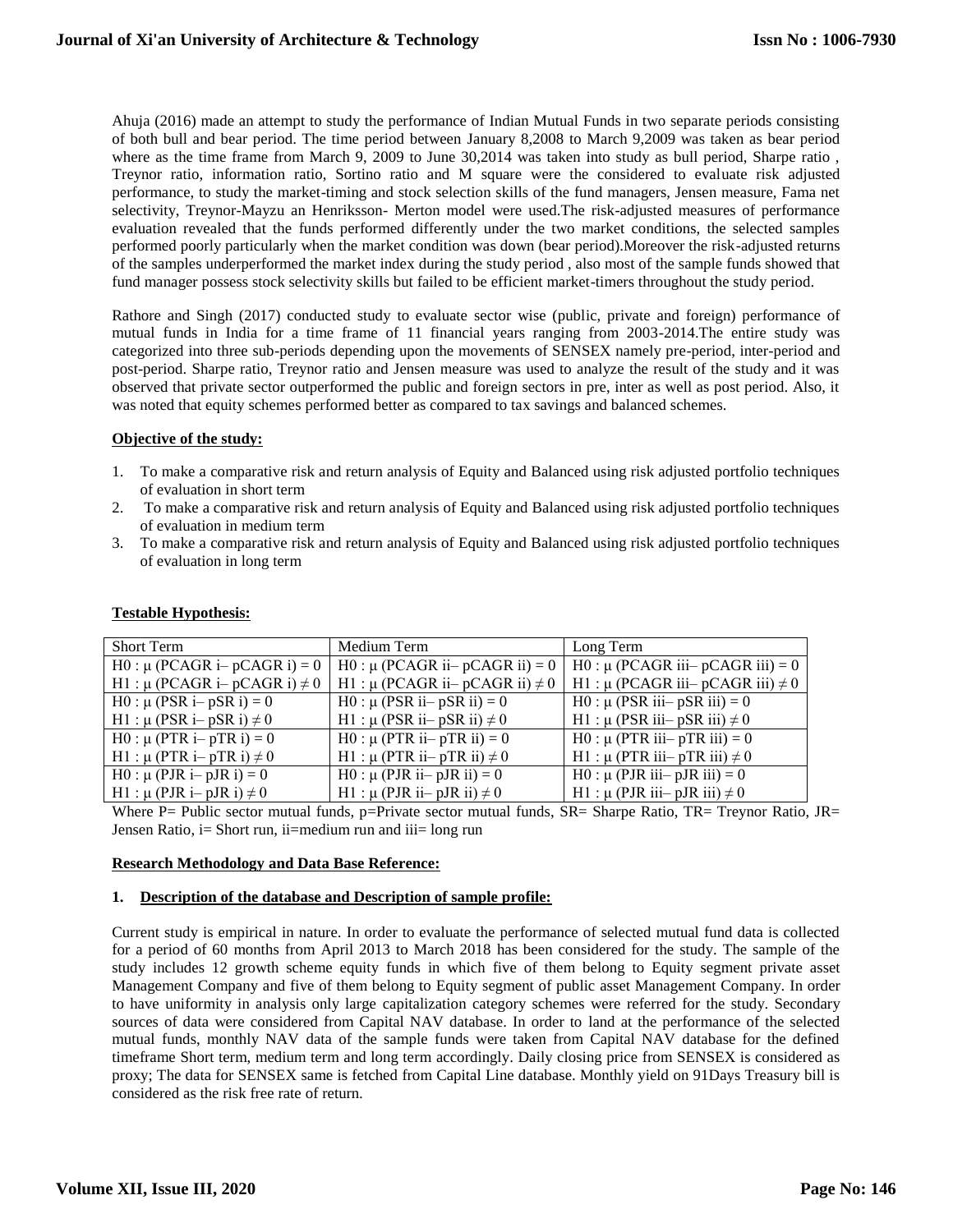Ahuja (2016) made an attempt to study the performance of Indian Mutual Funds in two separate periods consisting of both bull and bear period. The time period between January 8,2008 to March 9,2009 was taken as bear period where as the time frame from March 9, 2009 to June 30,2014 was taken into study as bull period, Sharpe ratio , Treynor ratio, information ratio, Sortino ratio and M square were the considered to evaluate risk adjusted performance, to study the market-timing and stock selection skills of the fund managers, Jensen measure, Fama net selectivity, Treynor-Mayzu an Henriksson- Merton model were used.The risk-adjusted measures of performance evaluation revealed that the funds performed differently under the two market conditions, the selected samples performed poorly particularly when the market condition was down (bear period).Moreover the risk-adjusted returns of the samples underperformed the market index during the study period , also most of the sample funds showed that fund manager possess stock selectivity skills but failed to be efficient market-timers throughout the study period.

Rathore and Singh (2017) conducted study to evaluate sector wise (public, private and foreign) performance of mutual funds in India for a time frame of 11 financial years ranging from 2003-2014.The entire study was categorized into three sub-periods depending upon the movements of SENSEX namely pre-period, inter-period and post-period. Sharpe ratio, Treynor ratio and Jensen measure was used to analyze the result of the study and it was observed that private sector outperformed the public and foreign sectors in pre, inter as well as post period. Also, it was noted that equity schemes performed better as compared to tax savings and balanced schemes.

**Objective of the study:**

1. To make a comparative risk and return analysis of Equity and Balanced using risk adjusted portfolio techniques of evaluation in short term
2. To make a comparative risk and return analysis of Equity and Balanced using risk adjusted portfolio techniques of evaluation in medium term
3. To make a comparative risk and return analysis of Equity and Balanced using risk adjusted portfolio techniques of evaluation in long term

**Testable Hypothesis:**

| Short Term | Medium Term | Long Term |
|---|---|---|
| H0 : $\mu$ (PCAGR i– pCAGR i) = 0<br>H1 : $\mu$ (PCAGR i– pCAGR i) $\neq$ 0 | H0 : $\mu$ (PCAGR ii– pCAGR ii) = 0<br>H1 : $\mu$ (PCAGR ii– pCAGR ii) $\neq$ 0 | H0 : $\mu$ (PCAGR iii– pCAGR iii) = 0<br>H1 : $\mu$ (PCAGR iii– pCAGR iii) $\neq$ 0 |
| H0 : $\mu$ (PSR i– pSR i) = 0<br>H1 : $\mu$ (PSR i– pSR i) $\neq$ 0 | H0 : $\mu$ (PSR ii– pSR ii) = 0<br>H1 : $\mu$ (PSR ii– pSR ii) $\neq$ 0 | H0 : $\mu$ (PSR iii– pSR iii) = 0<br>H1 : $\mu$ (PSR iii– pSR iii) $\neq$ 0 |
| H0 : $\mu$ (PTR i– pTR i) = 0<br>H1 : $\mu$ (PTR i– pTR i) $\neq$ 0 | H0 : $\mu$ (PTR ii– pTR ii) = 0<br>H1 : $\mu$ (PTR ii– pTR ii) $\neq$ 0 | H0 : $\mu$ (PTR iii– pTR iii) = 0<br>H1 : $\mu$ (PTR iii– pTR iii) $\neq$ 0 |
| H0 : $\mu$ (PJR i– pJR i) = 0<br>H1 : $\mu$ (PJR i– pJR i) $\neq$ 0 | H0 : $\mu$ (PJR ii– pJR ii) = 0<br>H1 : $\mu$ (PJR ii– pJR ii) $\neq$ 0 | H0 : $\mu$ (PJR iii– pJR iii) = 0<br>H1 : $\mu$ (PJR iii– pJR iii) $\neq$ 0 |

Where P= Public sector mutual funds, p=Private sector mutual funds, SR= Sharpe Ratio, TR= Treynor Ratio, JR= Jensen Ratio, i= Short run, ii=medium run and iii= long run

**Research Methodology and Data Base Reference:**

**1. Description of the database and Description of sample profile:**

Current study is empirical in nature. In order to evaluate the performance of selected mutual fund data is collected for a period of 60 months from April 2013 to March 2018 has been considered for the study. The sample of the study includes 12 growth scheme equity funds in which five of them belong to Equity segment private asset Management Company and five of them belong to Equity segment of public asset Management Company. In order to have uniformity in analysis only large capitalization category schemes were referred for the study. Secondary sources of data were considered from Capital NAV database. In order to land at the performance of the selected mutual funds, monthly NAV data of the sample funds were taken from Capital NAV database for the defined timeframe Short term, medium term and long term accordingly. Daily closing price from SENSEX is considered as proxy; The data for SENSEX same is fetched from Capital Line database. Monthly yield on 91Days Treasury bill is considered as the risk free rate of return.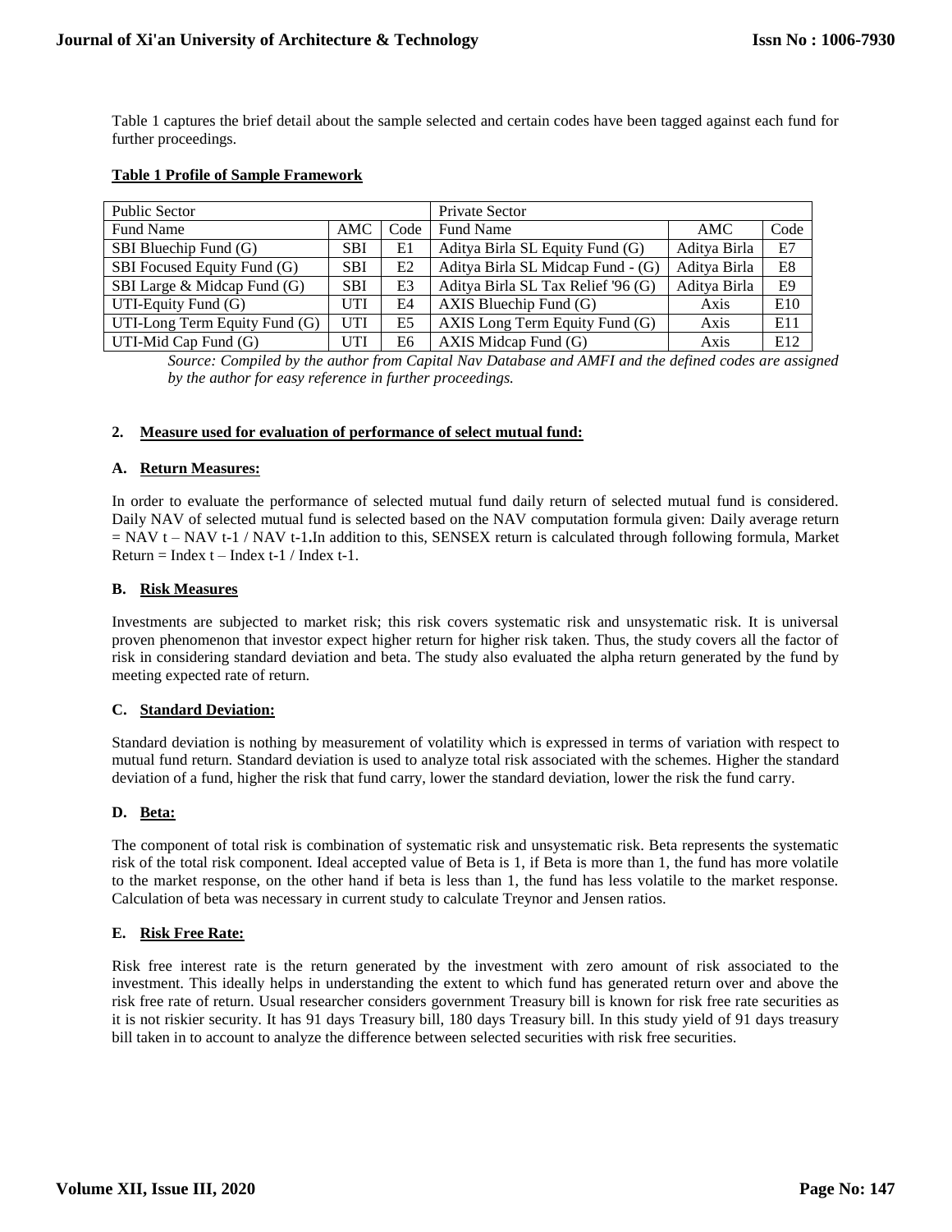Table 1 captures the brief detail about the sample selected and certain codes have been tagged against each fund for further proceedings.

**Table 1 Profile of Sample Framework**

| Public Sector | | | Private Sector | | |
|---|---|---|---|---|---|
| Fund Name | AMC | Code | Fund Name | AMC | Code |
| SBI Bluechip Fund (G) | SBI | E1 | Aditya Birla SL Equity Fund (G) | Aditya Birla | E7 |
| SBI Focused Equity Fund (G) | SBI | E2 | Aditya Birla SL Midcap Fund - (G) | Aditya Birla | E8 |
| SBI Large & Midcap Fund (G) | SBI | E3 | Aditya Birla SL Tax Relief '96 (G) | Aditya Birla | E9 |
| UTI-Equity Fund (G) | UTI | E4 | AXIS Bluechip Fund (G) | Axis | E10 |
| UTI-Long Term Equity Fund (G) | UTI | E5 | AXIS Long Term Equity Fund (G) | Axis | E11 |
| UTI-Mid Cap Fund (G) | UTI | E6 | AXIS Midcap Fund (G) | Axis | E12 |

*Source: Compiled by the author from Capital Nav Database and AMFI and the defined codes are assigned by the author for easy reference in further proceedings.*

## 2. Measure used for evaluation of performance of select mutual fund:

### A. Return Measures:

In order to evaluate the performance of selected mutual fund daily return of selected mutual fund is considered. Daily NAV of selected mutual fund is selected based on the NAV computation formula given: Daily average return = NAV t – NAV t-1 / NAV t-1**.**In addition to this, SENSEX return is calculated through following formula, Market Return = Index t – Index t-1 / Index t-1.

### B. Risk Measures

Investments are subjected to market risk; this risk covers systematic risk and unsystematic risk. It is universal proven phenomenon that investor expect higher return for higher risk taken. Thus, the study covers all the factor of risk in considering standard deviation and beta. The study also evaluated the alpha return generated by the fund by meeting expected rate of return.

### C. Standard Deviation:

Standard deviation is nothing by measurement of volatility which is expressed in terms of variation with respect to mutual fund return. Standard deviation is used to analyze total risk associated with the schemes. Higher the standard deviation of a fund, higher the risk that fund carry, lower the standard deviation, lower the risk the fund carry.

### D. Beta:

The component of total risk is combination of systematic risk and unsystematic risk. Beta represents the systematic risk of the total risk component. Ideal accepted value of Beta is 1, if Beta is more than 1, the fund has more volatile to the market response, on the other hand if beta is less than 1, the fund has less volatile to the market response. Calculation of beta was necessary in current study to calculate Treynor and Jensen ratios.

### E. Risk Free Rate:

Risk free interest rate is the return generated by the investment with zero amount of risk associated to the investment. This ideally helps in understanding the extent to which fund has generated return over and above the risk free rate of return. Usual researcher considers government Treasury bill is known for risk free rate securities as it is not riskier security. It has 91 days Treasury bill, 180 days Treasury bill. In this study yield of 91 days treasury bill taken in to account to analyze the difference between selected securities with risk free securities.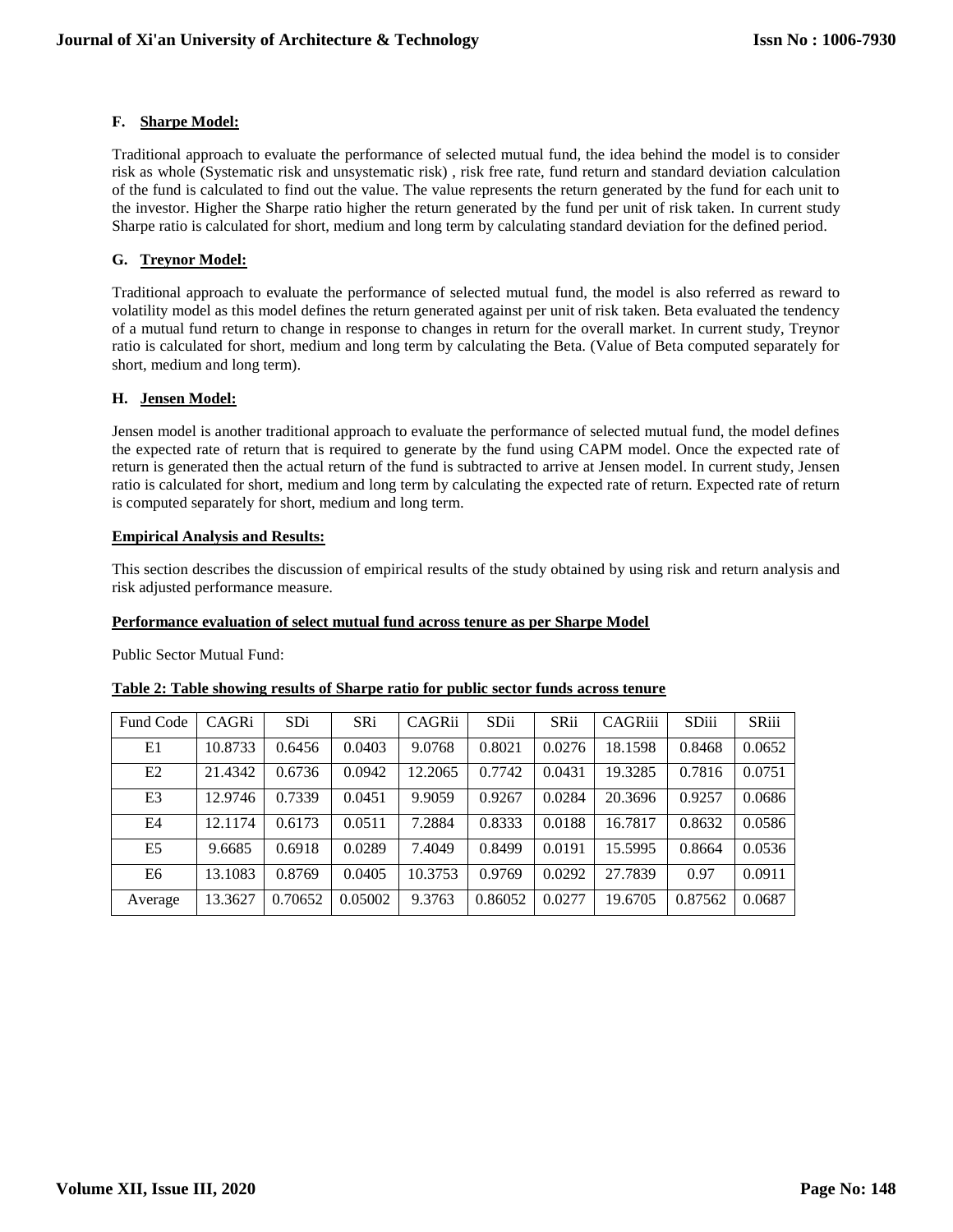### F. Sharpe Model:

Traditional approach to evaluate the performance of selected mutual fund, the idea behind the model is to consider risk as whole (Systematic risk and unsystematic risk) , risk free rate, fund return and standard deviation calculation of the fund is calculated to find out the value. The value represents the return generated by the fund for each unit to the investor. Higher the Sharpe ratio higher the return generated by the fund per unit of risk taken. In current study Sharpe ratio is calculated for short, medium and long term by calculating standard deviation for the defined period.

### G. Treynor Model:

Traditional approach to evaluate the performance of selected mutual fund, the model is also referred as reward to volatility model as this model defines the return generated against per unit of risk taken. Beta evaluated the tendency of a mutual fund return to change in response to changes in return for the overall market. In current study, Treynor ratio is calculated for short, medium and long term by calculating the Beta. (Value of Beta computed separately for short, medium and long term).

### H. Jensen Model:

Jensen model is another traditional approach to evaluate the performance of selected mutual fund, the model defines the expected rate of return that is required to generate by the fund using CAPM model. Once the expected rate of return is generated then the actual return of the fund is subtracted to arrive at Jensen model. In current study, Jensen ratio is calculated for short, medium and long term by calculating the expected rate of return. Expected rate of return is computed separately for short, medium and long term.

## Empirical Analysis and Results:

This section describes the discussion of empirical results of the study obtained by using risk and return analysis and risk adjusted performance measure.

### Performance evaluation of select mutual fund across tenure as per Sharpe Model

Public Sector Mutual Fund:

**Table 2: Table showing results of Sharpe ratio for public sector funds across tenure**

| Fund Code | CAGRi | SDi | SRi | CAGRii | SDii | SRii | CAGRiii | SDiii | SRiii |
|---|---|---|---|---|---|---|---|---|---|
| E1 | 10.8733 | 0.6456 | 0.0403 | 9.0768 | 0.8021 | 0.0276 | 18.1598 | 0.8468 | 0.0652 |
| E2 | 21.4342 | 0.6736 | 0.0942 | 12.2065 | 0.7742 | 0.0431 | 19.3285 | 0.7816 | 0.0751 |
| E3 | 12.9746 | 0.7339 | 0.0451 | 9.9059 | 0.9267 | 0.0284 | 20.3696 | 0.9257 | 0.0686 |
| E4 | 12.1174 | 0.6173 | 0.0511 | 7.2884 | 0.8333 | 0.0188 | 16.7817 | 0.8632 | 0.0586 |
| E5 | 9.6685 | 0.6918 | 0.0289 | 7.4049 | 0.8499 | 0.0191 | 15.5995 | 0.8664 | 0.0536 |
| E6 | 13.1083 | 0.8769 | 0.0405 | 10.3753 | 0.9769 | 0.0292 | 27.7839 | 0.97 | 0.0911 |
| Average | 13.3627 | 0.70652 | 0.05002 | 9.3763 | 0.86052 | 0.0277 | 19.6705 | 0.87562 | 0.0687 |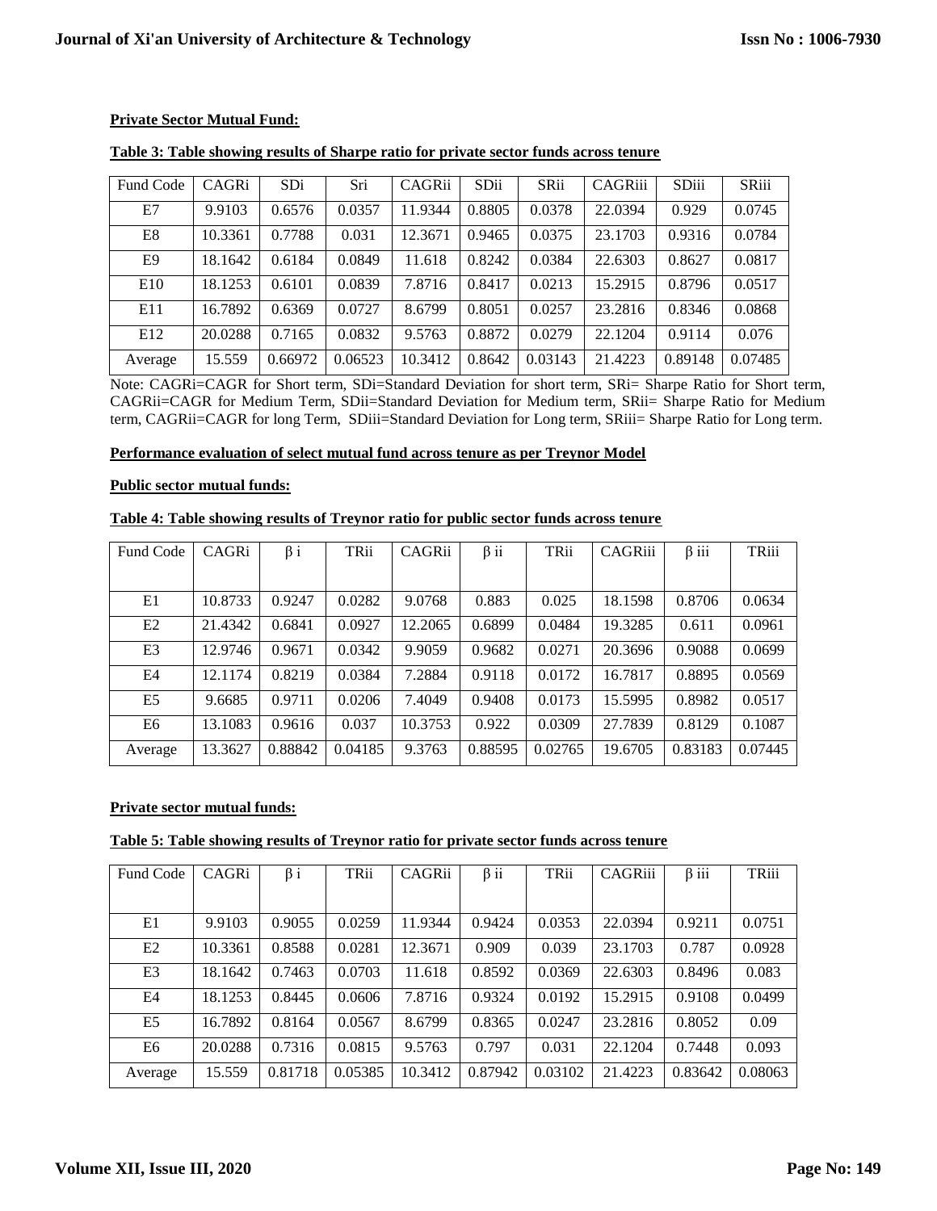**Private Sector Mutual Fund:**

**Table 3: Table showing results of Sharpe ratio for private sector funds across tenure**

| Fund Code | CAGRi | SDi | Sri | CAGRii | SDii | SRii | CAGRiii | SDiii | SRiii |
|---|---|---|---|---|---|---|---|---|---|
| E7 | 9.9103 | 0.6576 | 0.0357 | 11.9344 | 0.8805 | 0.0378 | 22.0394 | 0.929 | 0.0745 |
| E8 | 10.3361 | 0.7788 | 0.031 | 12.3671 | 0.9465 | 0.0375 | 23.1703 | 0.9316 | 0.0784 |
| E9 | 18.1642 | 0.6184 | 0.0849 | 11.618 | 0.8242 | 0.0384 | 22.6303 | 0.8627 | 0.0817 |
| E10 | 18.1253 | 0.6101 | 0.0839 | 7.8716 | 0.8417 | 0.0213 | 15.2915 | 0.8796 | 0.0517 |
| E11 | 16.7892 | 0.6369 | 0.0727 | 8.6799 | 0.8051 | 0.0257 | 23.2816 | 0.8346 | 0.0868 |
| E12 | 20.0288 | 0.7165 | 0.0832 | 9.5763 | 0.8872 | 0.0279 | 22.1204 | 0.9114 | 0.076 |
| Average | 15.559 | 0.66972 | 0.06523 | 10.3412 | 0.8642 | 0.03143 | 21.4223 | 0.89148 | 0.07485 |

Note: CAGRi=CAGR for Short term, SDi=Standard Deviation for short term, SRi= Sharpe Ratio for Short term, CAGRii=CAGR for Medium Term, SDii=Standard Deviation for Medium term, SRii= Sharpe Ratio for Medium term, CAGRii=CAGR for long Term, SDiii=Standard Deviation for Long term, SRiii= Sharpe Ratio for Long term.

**Performance evaluation of select mutual fund across tenure as per Treynor Model**

**Public sector mutual funds:**

**Table 4: Table showing results of Treynor ratio for public sector funds across tenure**

| Fund Code | CAGRi | β i | TRii | CAGRii | β ii | TRii | CAGRiii | β iii | TRiii |
|---|---|---|---|---|---|---|---|---|---|
| E1 | 10.8733 | 0.9247 | 0.0282 | 9.0768 | 0.883 | 0.025 | 18.1598 | 0.8706 | 0.0634 |
| E2 | 21.4342 | 0.6841 | 0.0927 | 12.2065 | 0.6899 | 0.0484 | 19.3285 | 0.611 | 0.0961 |
| E3 | 12.9746 | 0.9671 | 0.0342 | 9.9059 | 0.9682 | 0.0271 | 20.3696 | 0.9088 | 0.0699 |
| E4 | 12.1174 | 0.8219 | 0.0384 | 7.2884 | 0.9118 | 0.0172 | 16.7817 | 0.8895 | 0.0569 |
| E5 | 9.6685 | 0.9711 | 0.0206 | 7.4049 | 0.9408 | 0.0173 | 15.5995 | 0.8982 | 0.0517 |
| E6 | 13.1083 | 0.9616 | 0.037 | 10.3753 | 0.922 | 0.0309 | 27.7839 | 0.8129 | 0.1087 |
| Average | 13.3627 | 0.88842 | 0.04185 | 9.3763 | 0.88595 | 0.02765 | 19.6705 | 0.83183 | 0.07445 |

**Private sector mutual funds:**

**Table 5: Table showing results of Treynor ratio for private sector funds across tenure**

| Fund Code | CAGRi | β i | TRii | CAGRii | β ii | TRii | CAGRiii | β iii | TRiii |
|---|---|---|---|---|---|---|---|---|---|
| E1 | 9.9103 | 0.9055 | 0.0259 | 11.9344 | 0.9424 | 0.0353 | 22.0394 | 0.9211 | 0.0751 |
| E2 | 10.3361 | 0.8588 | 0.0281 | 12.3671 | 0.909 | 0.039 | 23.1703 | 0.787 | 0.0928 |
| E3 | 18.1642 | 0.7463 | 0.0703 | 11.618 | 0.8592 | 0.0369 | 22.6303 | 0.8496 | 0.083 |
| E4 | 18.1253 | 0.8445 | 0.0606 | 7.8716 | 0.9324 | 0.0192 | 15.2915 | 0.9108 | 0.0499 |
| E5 | 16.7892 | 0.8164 | 0.0567 | 8.6799 | 0.8365 | 0.0247 | 23.2816 | 0.8052 | 0.09 |
| E6 | 20.0288 | 0.7316 | 0.0815 | 9.5763 | 0.797 | 0.031 | 22.1204 | 0.7448 | 0.093 |
| Average | 15.559 | 0.81718 | 0.05385 | 10.3412 | 0.87942 | 0.03102 | 21.4223 | 0.83642 | 0.08063 |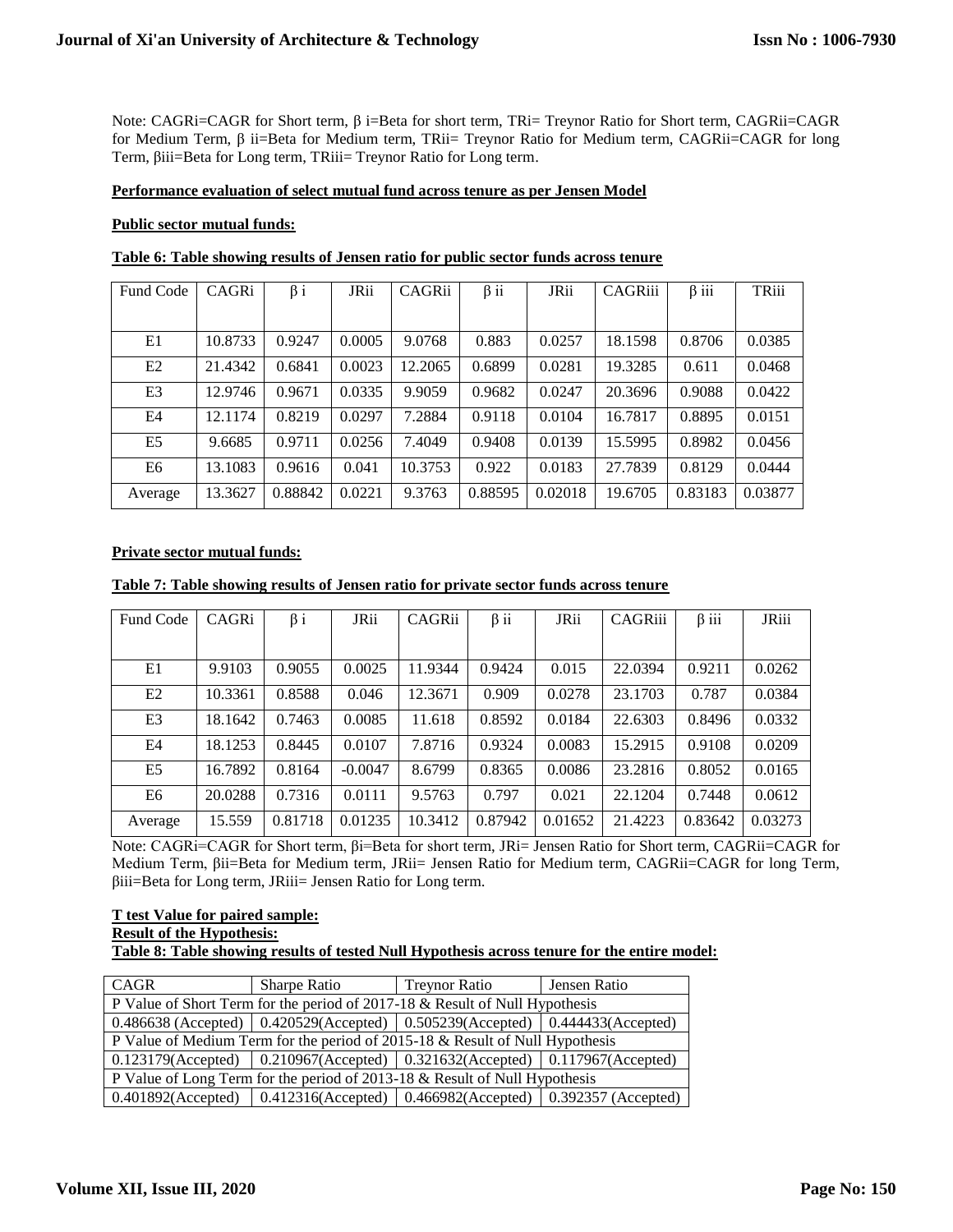Note: CAGRi=CAGR for Short term, β i=Beta for short term, TRi= Treynor Ratio for Short term, CAGRii=CAGR for Medium Term, β ii=Beta for Medium term, TRii= Treynor Ratio for Medium term, CAGRii=CAGR for long Term, βiii=Beta for Long term, TRiii= Treynor Ratio for Long term.

**Performance evaluation of select mutual fund across tenure as per Jensen Model**

**Public sector mutual funds:**

**Table 6: Table showing results of Jensen ratio for public sector funds across tenure**

| Fund Code | CAGRi | β i | JRii | CAGRii | β ii | JRii | CAGRiii | β iii | TRiii |
|---|---|---|---|---|---|---|---|---|---|
| E1 | 10.8733 | 0.9247 | 0.0005 | 9.0768 | 0.883 | 0.0257 | 18.1598 | 0.8706 | 0.0385 |
| E2 | 21.4342 | 0.6841 | 0.0023 | 12.2065 | 0.6899 | 0.0281 | 19.3285 | 0.611 | 0.0468 |
| E3 | 12.9746 | 0.9671 | 0.0335 | 9.9059 | 0.9682 | 0.0247 | 20.3696 | 0.9088 | 0.0422 |
| E4 | 12.1174 | 0.8219 | 0.0297 | 7.2884 | 0.9118 | 0.0104 | 16.7817 | 0.8895 | 0.0151 |
| E5 | 9.6685 | 0.9711 | 0.0256 | 7.4049 | 0.9408 | 0.0139 | 15.5995 | 0.8982 | 0.0456 |
| E6 | 13.1083 | 0.9616 | 0.041 | 10.3753 | 0.922 | 0.0183 | 27.7839 | 0.8129 | 0.0444 |
| Average | 13.3627 | 0.88842 | 0.0221 | 9.3763 | 0.88595 | 0.02018 | 19.6705 | 0.83183 | 0.03877 |

**Private sector mutual funds:**

**Table 7: Table showing results of Jensen ratio for private sector funds across tenure**

| Fund Code | CAGRi | β i | JRii | CAGRii | β ii | JRii | CAGRiii | β iii | JRiii |
|---|---|---|---|---|---|---|---|---|---|
| E1 | 9.9103 | 0.9055 | 0.0025 | 11.9344 | 0.9424 | 0.015 | 22.0394 | 0.9211 | 0.0262 |
| E2 | 10.3361 | 0.8588 | 0.046 | 12.3671 | 0.909 | 0.0278 | 23.1703 | 0.787 | 0.0384 |
| E3 | 18.1642 | 0.7463 | 0.0085 | 11.618 | 0.8592 | 0.0184 | 22.6303 | 0.8496 | 0.0332 |
| E4 | 18.1253 | 0.8445 | 0.0107 | 7.8716 | 0.9324 | 0.0083 | 15.2915 | 0.9108 | 0.0209 |
| E5 | 16.7892 | 0.8164 | -0.0047 | 8.6799 | 0.8365 | 0.0086 | 23.2816 | 0.8052 | 0.0165 |
| E6 | 20.0288 | 0.7316 | 0.0111 | 9.5763 | 0.797 | 0.021 | 22.1204 | 0.7448 | 0.0612 |
| Average | 15.559 | 0.81718 | 0.01235 | 10.3412 | 0.87942 | 0.01652 | 21.4223 | 0.83642 | 0.03273 |

Note: CAGRi=CAGR for Short term, βi=Beta for short term, JRi= Jensen Ratio for Short term, CAGRii=CAGR for Medium Term, βii=Beta for Medium term, JRii= Jensen Ratio for Medium term, CAGRii=CAGR for long Term, βiii=Beta for Long term, JRiii= Jensen Ratio for Long term.

**T test Value for paired sample:**

**Result of the Hypothesis:**

**Table 8: Table showing results of tested Null Hypothesis across tenure for the entire model:**

| CAGR | Sharpe Ratio | Treynor Ratio | Jensen Ratio |
|---|---|---|---|
| P Value of Short Term for the period of 2017-18 & Result of Null Hypothesis | | | |
| 0.486638 (Accepted) | 0.420529(Accepted) | 0.505239(Accepted) | 0.444433(Accepted) |
| P Value of Medium Term for the period of 2015-18 & Result of Null Hypothesis | | | |
| 0.123179(Accepted) | 0.210967(Accepted) | 0.321632(Accepted) | 0.117967(Accepted) |
| P Value of Long Term for the period of 2013-18 & Result of Null Hypothesis | | | |
| 0.401892(Accepted) | 0.412316(Accepted) | 0.466982(Accepted) | 0.392357 (Accepted) |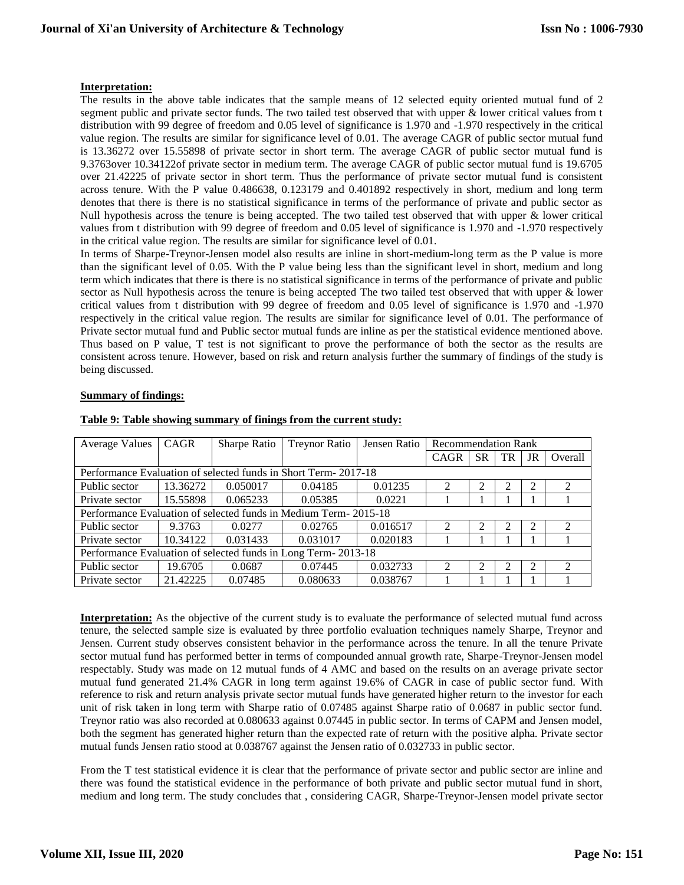**Interpretation:**

The results in the above table indicates that the sample means of 12 selected equity oriented mutual fund of 2 segment public and private sector funds. The two tailed test observed that with upper & lower critical values from t distribution with 99 degree of freedom and 0.05 level of significance is 1.970 and -1.970 respectively in the critical value region. The results are similar for significance level of 0.01. The average CAGR of public sector mutual fund is 13.36272 over 15.55898 of private sector in short term. The average CAGR of public sector mutual fund is 9.3763over 10.34122of private sector in medium term. The average CAGR of public sector mutual fund is 19.6705 over 21.42225 of private sector in short term. Thus the performance of private sector mutual fund is consistent across tenure. With the P value 0.486638, 0.123179 and 0.401892 respectively in short, medium and long term denotes that there is there is no statistical significance in terms of the performance of private and public sector as Null hypothesis across the tenure is being accepted. The two tailed test observed that with upper & lower critical values from t distribution with 99 degree of freedom and 0.05 level of significance is 1.970 and -1.970 respectively in the critical value region. The results are similar for significance level of 0.01.

In terms of Sharpe-Treynor-Jensen model also results are inline in short-medium-long term as the P value is more than the significant level of 0.05. With the P value being less than the significant level in short, medium and long term which indicates that there is there is no statistical significance in terms of the performance of private and public sector as Null hypothesis across the tenure is being accepted The two tailed test observed that with upper & lower critical values from t distribution with 99 degree of freedom and 0.05 level of significance is 1.970 and -1.970 respectively in the critical value region. The results are similar for significance level of 0.01. The performance of Private sector mutual fund and Public sector mutual funds are inline as per the statistical evidence mentioned above. Thus based on P value, T test is not significant to prove the performance of both the sector as the results are consistent across tenure. However, based on risk and return analysis further the summary of findings of the study is being discussed.

**Summary of findings:**

**Table 9: Table showing summary of finings from the current study:**

| Average Values | CAGR | Sharpe Ratio | Treynor Ratio | Jensen Ratio | Recommendation Rank | | | | |
|---|---|---|---|---|---|---|---|---|---|
| | | | | | CAGR | SR | TR | JR | Overall |
| Performance Evaluation of selected funds in Short Term- 2017-18 | | | | | | | | | |
| Public sector | 13.36272 | 0.050017 | 0.04185 | 0.01235 | 2 | 2 | 2 | 2 | 2 |
| Private sector | 15.55898 | 0.065233 | 0.05385 | 0.0221 | 1 | 1 | 1 | 1 | 1 |
| Performance Evaluation of selected funds in Medium Term- 2015-18 | | | | | | | | | |
| Public sector | 9.3763 | 0.0277 | 0.02765 | 0.016517 | 2 | 2 | 2 | 2 | 2 |
| Private sector | 10.34122 | 0.031433 | 0.031017 | 0.020183 | 1 | 1 | 1 | 1 | 1 |
| Performance Evaluation of selected funds in Long Term- 2013-18 | | | | | | | | | |
| Public sector | 19.6705 | 0.0687 | 0.07445 | 0.032733 | 2 | 2 | 2 | 2 | 2 |
| Private sector | 21.42225 | 0.07485 | 0.080633 | 0.038767 | 1 | 1 | 1 | 1 | 1 |

**Interpretation:** As the objective of the current study is to evaluate the performance of selected mutual fund across tenure, the selected sample size is evaluated by three portfolio evaluation techniques namely Sharpe, Treynor and Jensen. Current study observes consistent behavior in the performance across the tenure. In all the tenure Private sector mutual fund has performed better in terms of compounded annual growth rate, Sharpe-Treynor-Jensen model respectably. Study was made on 12 mutual funds of 4 AMC and based on the results on an average private sector mutual fund generated 21.4% CAGR in long term against 19.6% of CAGR in case of public sector fund. With reference to risk and return analysis private sector mutual funds have generated higher return to the investor for each unit of risk taken in long term with Sharpe ratio of 0.07485 against Sharpe ratio of 0.0687 in public sector fund. Treynor ratio was also recorded at 0.080633 against 0.07445 in public sector. In terms of CAPM and Jensen model, both the segment has generated higher return than the expected rate of return with the positive alpha. Private sector mutual funds Jensen ratio stood at 0.038767 against the Jensen ratio of 0.032733 in public sector.

From the T test statistical evidence it is clear that the performance of private sector and public sector are inline and there was found the statistical evidence in the performance of both private and public sector mutual fund in short, medium and long term. The study concludes that , considering CAGR, Sharpe-Treynor-Jensen model private sector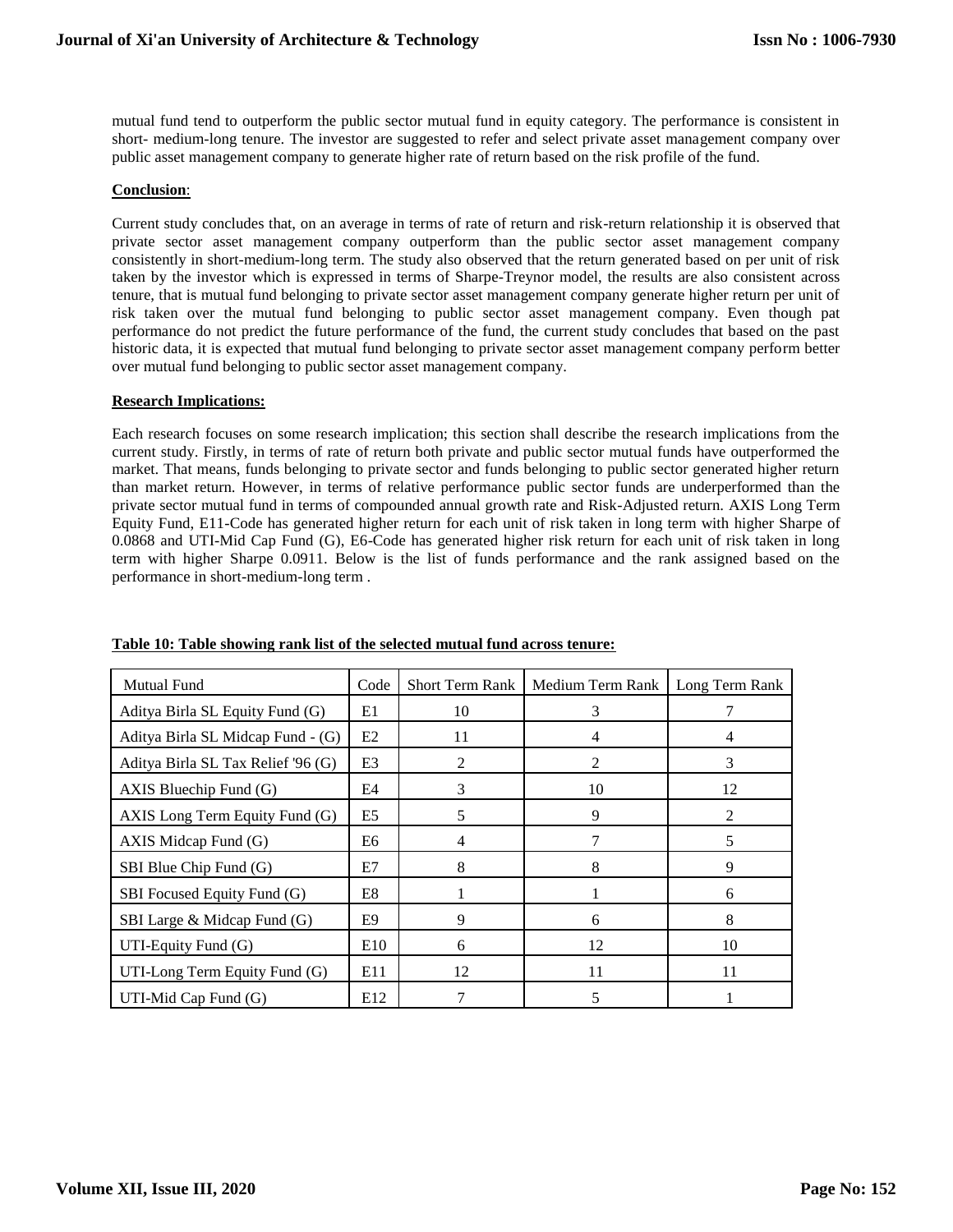mutual fund tend to outperform the public sector mutual fund in equity category. The performance is consistent in short- medium-long tenure. The investor are suggested to refer and select private asset management company over public asset management company to generate higher rate of return based on the risk profile of the fund.

**Conclusion**:

Current study concludes that, on an average in terms of rate of return and risk-return relationship it is observed that private sector asset management company outperform than the public sector asset management company consistently in short-medium-long term. The study also observed that the return generated based on per unit of risk taken by the investor which is expressed in terms of Sharpe-Treynor model, the results are also consistent across tenure, that is mutual fund belonging to private sector asset management company generate higher return per unit of risk taken over the mutual fund belonging to public sector asset management company. Even though pat performance do not predict the future performance of the fund, the current study concludes that based on the past historic data, it is expected that mutual fund belonging to private sector asset management company perform better over mutual fund belonging to public sector asset management company.

**Research Implications:**

Each research focuses on some research implication; this section shall describe the research implications from the current study. Firstly, in terms of rate of return both private and public sector mutual funds have outperformed the market. That means, funds belonging to private sector and funds belonging to public sector generated higher return than market return. However, in terms of relative performance public sector funds are underperformed than the private sector mutual fund in terms of compounded annual growth rate and Risk-Adjusted return. AXIS Long Term Equity Fund, E11-Code has generated higher return for each unit of risk taken in long term with higher Sharpe of 0.0868 and UTI-Mid Cap Fund (G), E6-Code has generated higher risk return for each unit of risk taken in long term with higher Sharpe 0.0911. Below is the list of funds performance and the rank assigned based on the performance in short-medium-long term .

**Table 10: Table showing rank list of the selected mutual fund across tenure:**

| Mutual Fund | Code | Short Term Rank | Medium Term Rank | Long Term Rank |
|---|---|---|---|---|
| Aditya Birla SL Equity Fund (G) | E1 | 10 | 3 | 7 |
| Aditya Birla SL Midcap Fund - (G) | E2 | 11 | 4 | 4 |
| Aditya Birla SL Tax Relief '96 (G) | E3 | 2 | 2 | 3 |
| AXIS Bluechip Fund (G) | E4 | 3 | 10 | 12 |
| AXIS Long Term Equity Fund (G) | E5 | 5 | 9 | 2 |
| AXIS Midcap Fund (G) | E6 | 4 | 7 | 5 |
| SBI Blue Chip Fund (G) | E7 | 8 | 8 | 9 |
| SBI Focused Equity Fund (G) | E8 | 1 | 1 | 6 |
| SBI Large & Midcap Fund (G) | E9 | 9 | 6 | 8 |
| UTI-Equity Fund (G) | E10 | 6 | 12 | 10 |
| UTI-Long Term Equity Fund (G) | E11 | 12 | 11 | 11 |
| UTI-Mid Cap Fund (G) | E12 | 7 | 5 | 1 |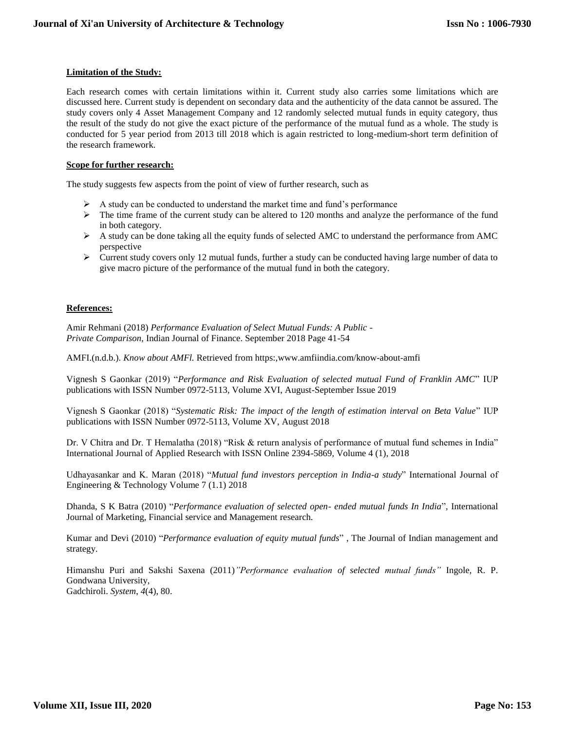**Limitation of the Study:**

Each research comes with certain limitations within it. Current study also carries some limitations which are discussed here. Current study is dependent on secondary data and the authenticity of the data cannot be assured. The study covers only 4 Asset Management Company and 12 randomly selected mutual funds in equity category, thus the result of the study do not give the exact picture of the performance of the mutual fund as a whole. The study is conducted for 5 year period from 2013 till 2018 which is again restricted to long-medium-short term definition of the research framework.

**Scope for further research:**

The study suggests few aspects from the point of view of further research, such as

- A study can be conducted to understand the market time and fund's performance
- The time frame of the current study can be altered to 120 months and analyze the performance of the fund in both category.
- A study can be done taking all the equity funds of selected AMC to understand the performance from AMC perspective
- Current study covers only 12 mutual funds, further a study can be conducted having large number of data to give macro picture of the performance of the mutual fund in both the category.

**References:**

Amir Rehmani (2018) *Performance Evaluation of Select Mutual Funds: A Public - Private Comparison,* Indian Journal of Finance. September 2018 Page 41-54

AMFI.(n.d.b.). *Know about AMFl.* Retrieved from https:,www.amfiindia.com/know-about-amfi

Vignesh S Gaonkar (2019) "*Performance and Risk Evaluation of selected mutual Fund of Franklin AMC*" IUP publications with ISSN Number 0972-5113, Volume XVI, August-September Issue 2019

Vignesh S Gaonkar (2018) "*Systematic Risk: The impact of the length of estimation interval on Beta Value*" IUP publications with ISSN Number 0972-5113, Volume XV, August 2018

Dr. V Chitra and Dr. T Hemalatha (2018) "Risk & return analysis of performance of mutual fund schemes in India" International Journal of Applied Research with ISSN Online 2394-5869, Volume 4 (1), 2018

Udhayasankar and K. Maran (2018) "*Mutual fund investors perception in India-a study*" International Journal of Engineering & Technology Volume 7 (1.1) 2018

Dhanda, S K Batra (2010) "*Performance evaluation of selected open- ended mutual funds In India*", International Journal of Marketing, Financial service and Management research.

Kumar and Devi (2010) "*Performance evaluation of equity mutual funds*" , The Journal of Indian management and strategy.

Himanshu Puri and Sakshi Saxena (2011)*"Performance evaluation of selected mutual funds"* Ingole, R. P. Gondwana University,
Gadchiroli. *System*, *4*(4), 80.